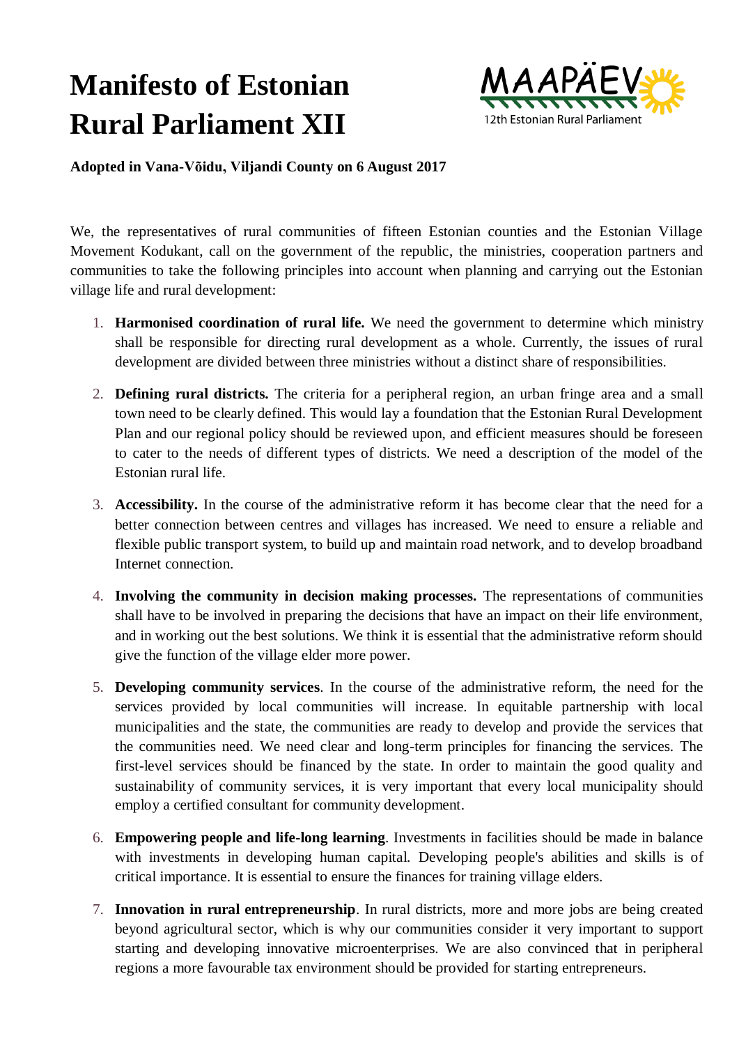# Manifesto of Estonian Rural Parliament XII

**Adopted in Vana-Võidu, Viljandi County on 6 August 2017**

We, the representatives of rural communities of fifteen Estonian counties and the Estonian Village Movement Kodukant, call on the government of the republic, the ministries, cooperation partners and communities to take the following principles into account when planning and carrying out the Estonian village life and rural development:

1. **Harmonised coordination of rural life.** We need the government to determine which ministry shall be responsible for directing rural development as a whole. Currently, the issues of rural development are divided between three ministries without a distinct share of responsibilities.
2. **Defining rural districts.** The criteria for a peripheral region, an urban fringe area and a small town need to be clearly defined. This would lay a foundation that the Estonian Rural Development Plan and our regional policy should be reviewed upon, and efficient measures should be foreseen to cater to the needs of different types of districts. We need a description of the model of the Estonian rural life.
3. **Accessibility.** In the course of the administrative reform it has become clear that the need for a better connection between centres and villages has increased. We need to ensure a reliable and flexible public transport system, to build up and maintain road network, and to develop broadband Internet connection.
4. **Involving the community in decision making processes.** The representations of communities shall have to be involved in preparing the decisions that have an impact on their life environment, and in working out the best solutions. We think it is essential that the administrative reform should give the function of the village elder more power.
5. **Developing community services**. In the course of the administrative reform, the need for the services provided by local communities will increase. In equitable partnership with local municipalities and the state, the communities are ready to develop and provide the services that the communities need. We need clear and long-term principles for financing the services. The first-level services should be financed by the state. In order to maintain the good quality and sustainability of community services, it is very important that every local municipality should employ a certified consultant for community development.
6. **Empowering people and life-long learning**. Investments in facilities should be made in balance with investments in developing human capital. Developing people's abilities and skills is of critical importance. It is essential to ensure the finances for training village elders.
7. **Innovation in rural entrepreneurship**. In rural districts, more and more jobs are being created beyond agricultural sector, which is why our communities consider it very important to support starting and developing innovative microenterprises. We are also convinced that in peripheral regions a more favourable tax environment should be provided for starting entrepreneurs.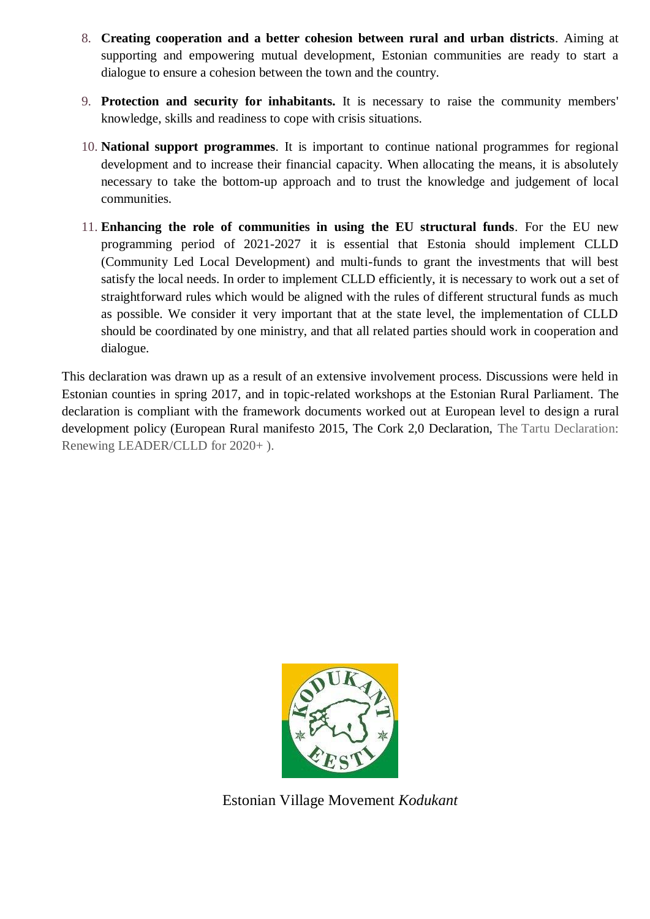8. **Creating cooperation and a better cohesion between rural and urban districts**. Aiming at supporting and empowering mutual development, Estonian communities are ready to start a dialogue to ensure a cohesion between the town and the country.
9. **Protection and security for inhabitants.** It is necessary to raise the community members' knowledge, skills and readiness to cope with crisis situations.
10. **National support programmes**. It is important to continue national programmes for regional development and to increase their financial capacity. When allocating the means, it is absolutely necessary to take the bottom-up approach and to trust the knowledge and judgement of local communities.
11. **Enhancing the role of communities in using the EU structural funds**. For the EU new programming period of 2021-2027 it is essential that Estonia should implement CLLD (Community Led Local Development) and multi-funds to grant the investments that will best satisfy the local needs. In order to implement CLLD efficiently, it is necessary to work out a set of straightforward rules which would be aligned with the rules of different structural funds as much as possible. We consider it very important that at the state level, the implementation of CLLD should be coordinated by one ministry, and that all related parties should work in cooperation and dialogue.

This declaration was drawn up as a result of an extensive involvement process. Discussions were held in Estonian counties in spring 2017, and in topic-related workshops at the Estonian Rural Parliament. The declaration is compliant with the framework documents worked out at European level to design a rural development policy (European Rural manifesto 2015, The Cork 2,0 Declaration, The Tartu Declaration: Renewing LEADER/CLLD for 2020+ ).

KODUKANT EESTI

Estonian Village Movement *Kodukant*